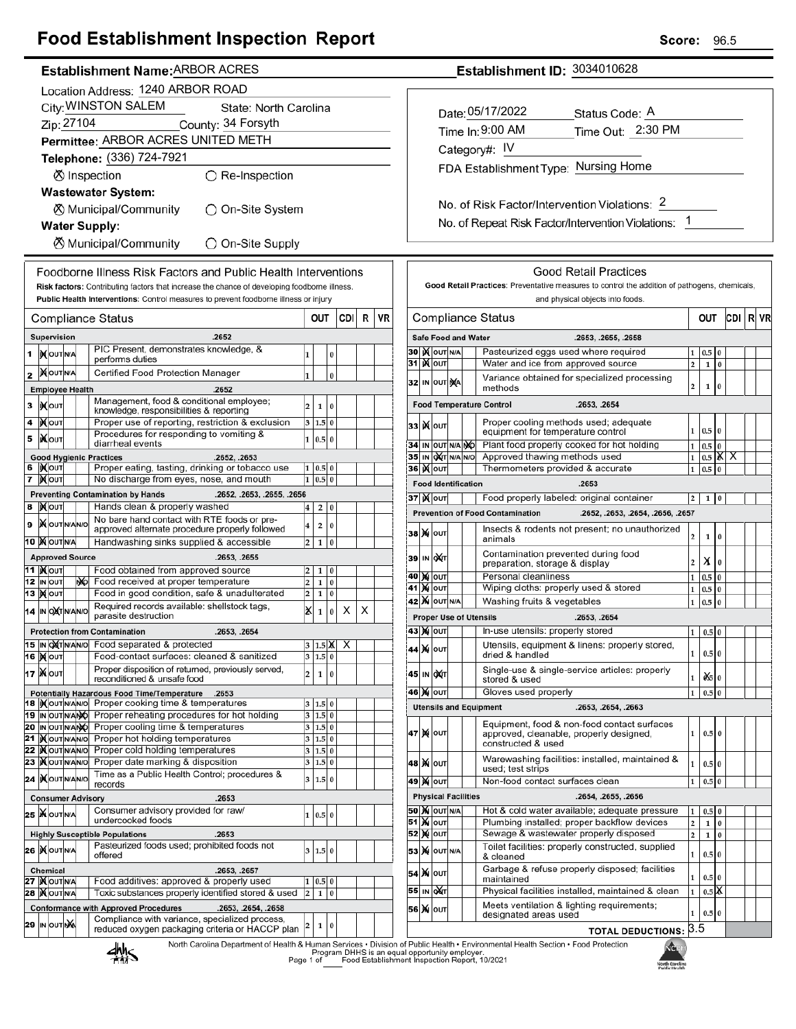# Food Establishment Inspection Report

**Score:** 96.5

**Establishment Name:** ARBOR ACRES

**Establishment ID:** 3034010628

Location Address: 1240 ARBOR ROAD

City: WINSTON SALEM State: North Carolina

Zip: 27104 County: 34 Forsyth

Permittee: ARBOR ACRES UNITED METH

Telephone: (336) 724-7921

☒ Inspection ○ Re-Inspection

**Wastewater System:**

☒ Municipal/Community ○ On-Site System

**Water Supply:**

☒ Municipal/Community ○ On-Site Supply

Date: 05/17/2022 Status Code: A

Time In: 9:00 AM Time Out: 2:30 PM

Category#: IV

FDA Establishment Type: Nursing Home

No. of Risk Factor/Intervention Violations: 2

No. of Repeat Risk Factor/Intervention Violations: 1

## Foodborne Illness Risk Factors and Public Health Interventions

**Risk factors:** Contributing factors that increase the chance of developing foodborne illness.
**Public Health Interventions:** Control measures to prevent foodborne illness or injury

| # | Compliance Status | | OUT | | CDI | R | VR |
|---|---|---|---|---|---|---|---|
| | **Supervision** .2652 | | | | | | |
| 1 | IN | PIC Present, demonstrates knowledge, & performs duties | 1 | 0 | | | |
| 2 | IN | Certified Food Protection Manager | 1 | 0 | | | |
| | **Employee Health** .2652 | | | | | | |
| 3 | IN | Management, food & conditional employee; knowledge, responsibilities & reporting | 2 1 | 0 | | | |
| 4 | IN | Proper use of reporting, restriction & exclusion | 3 1.5 | 0 | | | |
| 5 | IN | Procedures for responding to vomiting & diarrheal events | 1 0.5 | 0 | | | |
| | **Good Hygienic Practices** .2652, .2653 | | | | | | |
| 6 | IN | Proper eating, tasting, drinking or tobacco use | 1 0.5 | 0 | | | |
| 7 | IN | No discharge from eyes, nose, and mouth | 1 0.5 | 0 | | | |
| | **Preventing Contamination by Hands** .2652, .2653, .2655, .2656 | | | | | | |
| 8 | IN | Hands clean & properly washed | 4 2 | 0 | | | |
| 9 | IN | No bare hand contact with RTE foods or pre-approved alternate procedure properly followed | 4 2 | 0 | | | |
| 10 | IN | Handwashing sinks supplied & accessible | 2 1 | 0 | | | |
| | **Approved Source** .2653, .2655 | | | | | | |
| 11 | IN | Food obtained from approved source | 2 1 | 0 | | | |
| 12 | N/O | Food received at proper temperature | 2 1 | 0 | | | |
| 13 | IN | Food in good condition, safe & unadulterated | 2 1 | 0 | | | |
| 14 | OUT | Required records available: shellstock tags, parasite destruction | X 1 | 0 | X | X | |
| | **Protection from Contamination** .2653, .2654 | | | | | | |
| 15 | OUT | Food separated & protected | 3 1.5 | X | X | | |
| 16 | IN | Food-contact surfaces: cleaned & sanitized | 3 1.5 | 0 | | | |
| 17 | IN | Proper disposition of returned, previously served, reconditioned & unsafe food | 2 1 | 0 | | | |
| | **Potentially Hazardous Food Time/Temperature** .2653 | | | | | | |
| 18 | IN | Proper cooking time & temperatures | 3 1.5 | 0 | | | |
| 19 | N/O | Proper reheating procedures for hot holding | 3 1.5 | 0 | | | |
| 20 | N/O | Proper cooling time & temperatures | 3 1.5 | 0 | | | |
| 21 | IN | Proper hot holding temperatures | 3 1.5 | 0 | | | |
| 22 | IN | Proper cold holding temperatures | 3 1.5 | 0 | | | |
| 23 | IN | Proper date marking & disposition | 3 1.5 | 0 | | | |
| 24 | IN | Time as a Public Health Control; procedures & records | 3 1.5 | 0 | | | |
| | **Consumer Advisory** .2653 | | | | | | |
| 25 | IN | Consumer advisory provided for raw/undercooked foods | 1 0.5 | 0 | | | |
| | **Highly Susceptible Populations** .2653 | | | | | | |
| 26 | IN | Pasteurized foods used; prohibited foods not offered | 3 1.5 | 0 | | | |
| | **Chemical** .2653, .2657 | | | | | | |
| 27 | IN | Food additives: approved & properly used | 1 0.5 | 0 | | | |
| 28 | IN | Toxic substances properly identified stored & used | 2 1 | 0 | | | |
| | **Conformance with Approved Procedures** .2653, .2654, .2658 | | | | | | |
| 29 | N/A | Compliance with variance, specialized process, reduced oxygen packaging criteria or HACCP plan | 2 1 | 0 | | | |

## Good Retail Practices

**Good Retail Practices:** Preventative measures to control the addition of pathogens, chemicals, and physical objects into foods.

| # | Compliance Status | | OUT | | CDI | R | VR |
|---|---|---|---|---|---|---|---|
| | **Safe Food and Water** .2653, .2655, .2658 | | | | | | |
| 30 | IN | Pasteurized eggs used where required | 1 0.5 | 0 | | | |
| 31 | IN | Water and ice from approved source | 2 1 | 0 | | | |
| 32 | N/A | Variance obtained for specialized processing methods | 2 1 | 0 | | | |
| | **Food Temperature Control** .2653, .2654 | | | | | | |
| 33 | IN | Proper cooling methods used; adequate equipment for temperature control | 1 0.5 | 0 | | | |
| 34 | N/O | Plant food properly cooked for hot holding | 1 0.5 | 0 | | | |
| 35 | OUT | Approved thawing methods used | 1 0.5 | X | X | | |
| 36 | IN | Thermometers provided & accurate | 1 0.5 | 0 | | | |
| | **Food Identification** .2653 | | | | | | |
| 37 | IN | Food properly labeled: original container | 2 1 | 0 | | | |
| | **Prevention of Food Contamination** .2652, .2653, .2654, .2656, .2657 | | | | | | |
| 38 | IN | Insects & rodents not present; no unauthorized animals | 2 1 | 0 | | | |
| 39 | OUT | Contamination prevented during food preparation, storage & display | 2 X | 0 | | | |
| 40 | IN | Personal cleanliness | 1 0.5 | 0 | | | |
| 41 | IN | Wiping cloths: properly used & stored | 1 0.5 | 0 | | | |
| 42 | IN | Washing fruits & vegetables | 1 0.5 | 0 | | | |
| | **Proper Use of Utensils** .2653, .2654 | | | | | | |
| 43 | IN | In-use utensils: properly stored | 1 0.5 | 0 | | | |
| 44 | IN | Utensils, equipment & linens: properly stored, dried & handled | 1 0.5 | 0 | | | |
| 45 | OUT | Single-use & single-service articles: properly stored & used | 1 X | 0 | | | |
| 46 | IN | Gloves used properly | 1 0.5 | 0 | | | |
| | **Utensils and Equipment** .2653, .2654, .2663 | | | | | | |
| 47 | IN | Equipment, food & non-food contact surfaces approved, cleanable, properly designed, constructed & used | 1 0.5 | 0 | | | |
| 48 | IN | Warewashing facilities: installed, maintained & used; test strips | 1 0.5 | 0 | | | |
| 49 | IN | Non-food contact surfaces clean | 1 0.5 | 0 | | | |
| | **Physical Facilities** .2654, .2655, .2656 | | | | | | |
| 50 | IN | Hot & cold water available; adequate pressure | 1 0.5 | 0 | | | |
| 51 | IN | Plumbing installed; proper backflow devices | 2 1 | 0 | | | |
| 52 | IN | Sewage & wastewater properly disposed | 2 1 | 0 | | | |
| 53 | IN | Toilet facilities: properly constructed, supplied & cleaned | 1 0.5 | 0 | | | |
| 54 | IN | Garbage & refuse properly disposed; facilities maintained | 1 0.5 | 0 | | | |
| 55 | OUT | Physical facilities installed, maintained & clean | 1 0.5 | X | | | |
| 56 | IN | Meets ventilation & lighting requirements; designated areas used | 1 0.5 | 0 | | | |
| | | **TOTAL DEDUCTIONS:** 3.5 | | | | | |

North Carolina Department of Health & Human Services • Division of Public Health • Environmental Health Section • Food Protection Program DHHS is an equal opportunity employer.
Food Establishment Inspection Report, 10/2021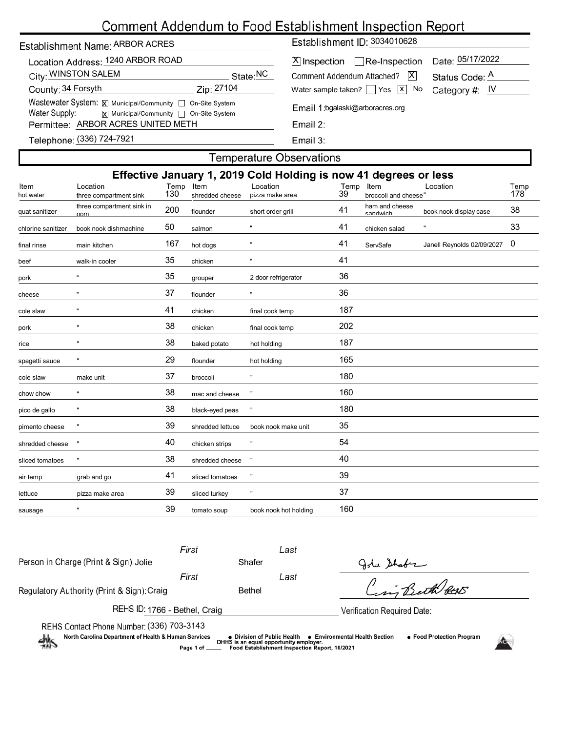# Comment Addendum to Food Establishment Inspection Report

**Establishment Name:** ARBOR ACRES

**Establishment ID:** 3034010628

**Location Address:** 1240 ARBOR ROAD

[X] Inspection [ ] Re-Inspection **Date:** 05/17/2022

**City:** WINSTON SALEM **State:** NC

**Comment Addendum Attached?** [X] **Status Code:** A

**County:** 34 Forsyth **Zip:** 27104

**Water sample taken?** [ ] Yes [X] No **Category #:** IV

**Wastewater System:** [X] Municipal/Community [ ] On-Site System

**Water Supply:** [X] Municipal/Community [ ] On-Site System

**Email 1:** bgalaski@arboracres.org

**Permittee:** ARBOR ACRES UNITED METH

**Email 2:**

**Telephone:** (336) 724-7921

**Email 3:**

## Temperature Observations

### Effective January 1, 2019 Cold Holding is now 41 degrees or less

| Item | Location | Temp | Item | Location | Temp | Item | Location | Temp |
|---|---|---|---|---|---|---|---|---|
| hot water | three compartment sink | 130 | shredded cheese | pizza make area | 39 | broccoli and cheese | " | 178 |
| quat sanitizer | three compartment sink in ppm | 200 | flounder | short order grill | 41 | ham and cheese sandwich | book nook display case | 38 |
| chlorine sanitizer | book nook dishmachine | 50 | salmon | " | 41 | chicken salad | " | 33 |
| final rinse | main kitchen | 167 | hot dogs | " | 41 | ServSafe | Janell Reynolds 02/09/2027 | 0 |
| beef | walk-in cooler | 35 | chicken | " | 41 | | | |
| pork | " | 35 | grouper | 2 door refrigerator | 36 | | | |
| cheese | " | 37 | flounder | " | 36 | | | |
| cole slaw | " | 41 | chicken | final cook temp | 187 | | | |
| pork | " | 38 | chicken | final cook temp | 202 | | | |
| rice | " | 38 | baked potato | hot holding | 187 | | | |
| spagetti sauce | " | 29 | flounder | hot holding | 165 | | | |
| cole slaw | make unit | 37 | broccoli | " | 180 | | | |
| chow chow | " | 38 | mac and cheese | " | 160 | | | |
| pico de gallo | " | 38 | black-eyed peas | " | 180 | | | |
| pimento cheese | " | 39 | shredded lettuce | book nook make unit | 35 | | | |
| shredded cheese | " | 40 | chicken strips | " | 54 | | | |
| sliced tomatoes | " | 38 | shredded cheese | " | 40 | | | |
| air temp | grab and go | 41 | sliced tomatoes | " | 39 | | | |
| lettuce | pizza make area | 39 | sliced turkey | " | 37 | | | |
| sausage | " | 39 | tomato soup | book nook hot holding | 160 | | | |

**Person in Charge (Print & Sign):** First: Jolie Last: Shafer

**Regulatory Authority (Print & Sign):** First: Craig Last: Bethel

**REHS ID:** 1766 - Bethel, Craig

**Verification Required Date:**

**REHS Contact Phone Number:** (336) 703-3143

North Carolina Department of Health & Human Services • Division of Public Health • Environmental Health Section • Food Protection Program

DHHS is an equal opportunity employer.

Food Establishment Inspection Report, 10/2021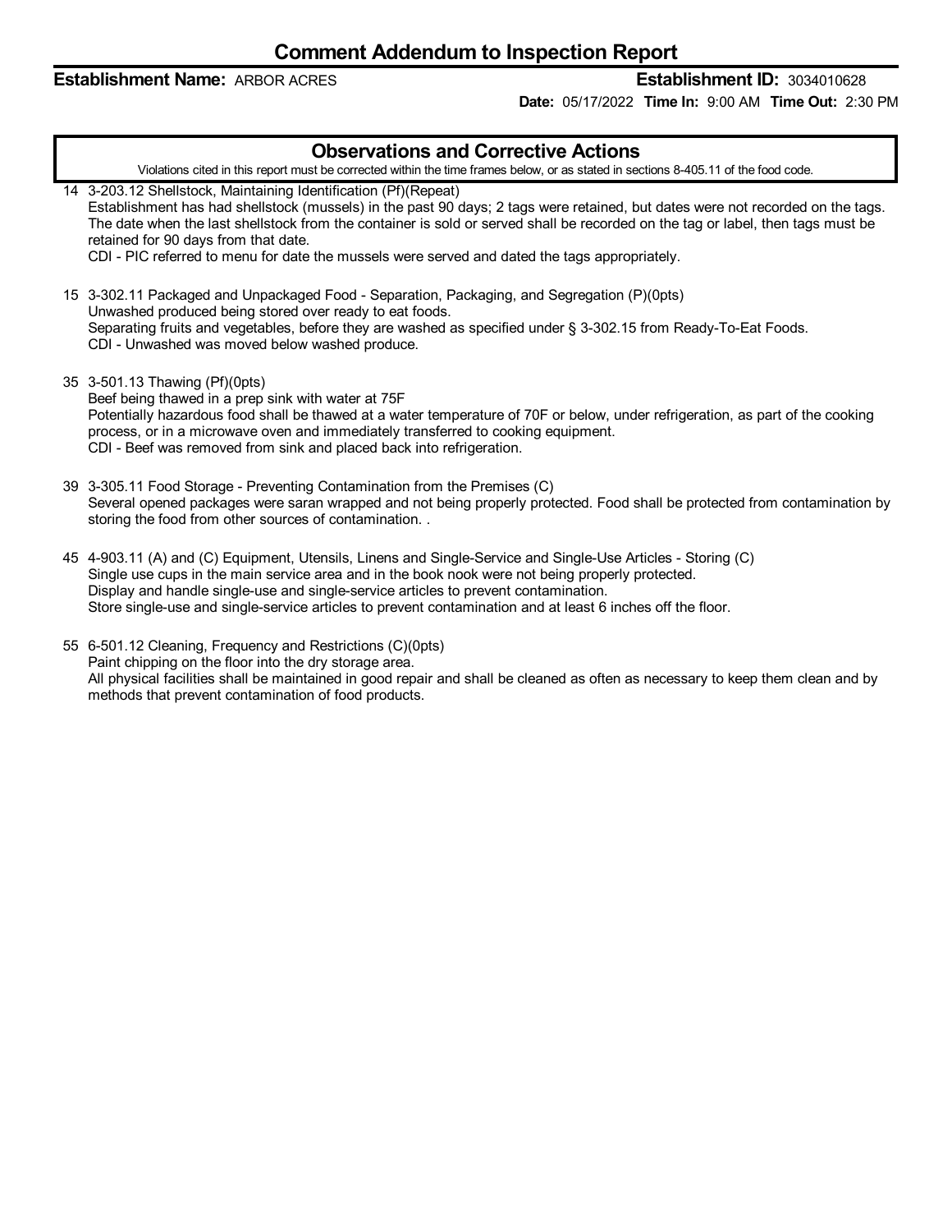# Comment Addendum to Inspection Report

**Establishment Name:** ARBOR ACRES **Establishment ID:** 3034010628

**Date:** 05/17/2022 **Time In:** 9:00 AM **Time Out:** 2:30 PM

## Observations and Corrective Actions

Violations cited in this report must be corrected within the time frames below, or as stated in sections 8-405.11 of the food code.

14 3-203.12 Shellstock, Maintaining Identification (Pf)(Repeat)
Establishment has had shellstock (mussels) in the past 90 days; 2 tags were retained, but dates were not recorded on the tags. The date when the last shellstock from the container is sold or served shall be recorded on the tag or label, then tags must be retained for 90 days from that date.
CDI - PIC referred to menu for date the mussels were served and dated the tags appropriately.

15 3-302.11 Packaged and Unpackaged Food - Separation, Packaging, and Segregation (P)(0pts)
Unwashed produced being stored over ready to eat foods.
Separating fruits and vegetables, before they are washed as specified under § 3-302.15 from Ready-To-Eat Foods.
CDI - Unwashed was moved below washed produce.

35 3-501.13 Thawing (Pf)(0pts)
Beef being thawed in a prep sink with water at 75F
Potentially hazardous food shall be thawed at a water temperature of 70F or below, under refrigeration, as part of the cooking process, or in a microwave oven and immediately transferred to cooking equipment.
CDI - Beef was removed from sink and placed back into refrigeration.

39 3-305.11 Food Storage - Preventing Contamination from the Premises (C)
Several opened packages were saran wrapped and not being properly protected. Food shall be protected from contamination by storing the food from other sources of contamination. .

45 4-903.11 (A) and (C) Equipment, Utensils, Linens and Single-Service and Single-Use Articles - Storing (C)
Single use cups in the main service area and in the book nook were not being properly protected.
Display and handle single-use and single-service articles to prevent contamination.
Store single-use and single-service articles to prevent contamination and at least 6 inches off the floor.

55 6-501.12 Cleaning, Frequency and Restrictions (C)(0pts)
Paint chipping on the floor into the dry storage area.
All physical facilities shall be maintained in good repair and shall be cleaned as often as necessary to keep them clean and by methods that prevent contamination of food products.